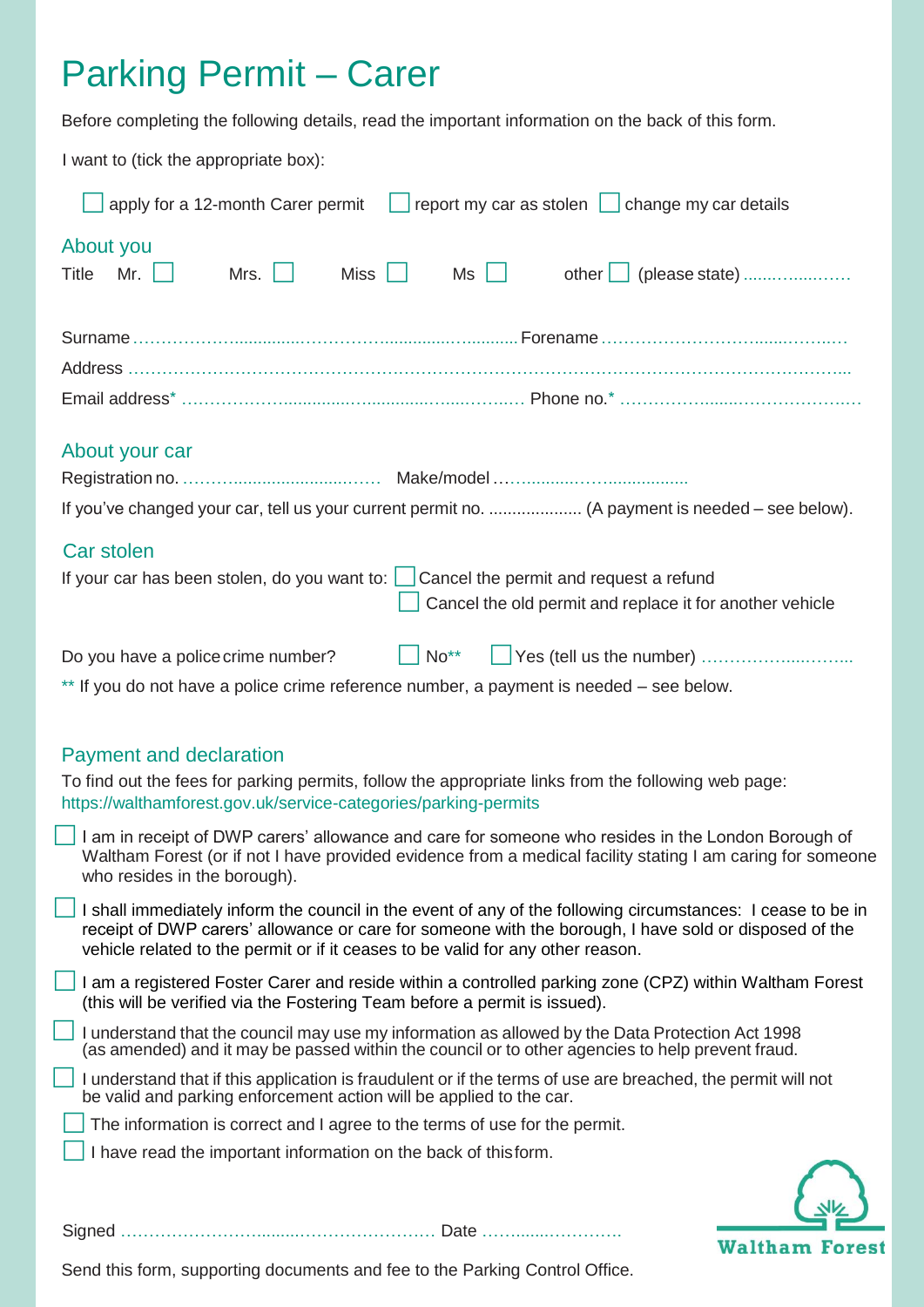# Parking Permit – Carer

Before completing the following details, read the important information on the back of this form.

I want to (tick the appropriate box):

☐ apply for a 12-month Carer permit ☐ report my car as stolen ☐ change my car details

## About you

Title Mr. ☐ Mrs. ☐ Miss ☐ Ms ☐ other ☐ (please state) ....................

Surname ............................................................................ Forename ..............................................

Address ..........................................................................................................................................

Email address* ............................................................ Phone no.* ................................................

## About your car

Registration no. ........................................ Make/model ........................................

If you've changed your car, tell us your current permit no. .................... (A payment is needed – see below).

## Car stolen

If your car has been stolen, do you want to: ☐ Cancel the permit and request a refund
☐ Cancel the old permit and replace it for another vehicle

Do you have a police crime number? ☐ No** ☐ Yes (tell us the number) ........................

** If you do not have a police crime reference number, a payment is needed – see below.

## Payment and declaration

To find out the fees for parking permits, follow the appropriate links from the following web page:
https://walthamforest.gov.uk/service-categories/parking-permits

☐ I am in receipt of DWP carers' allowance and care for someone who resides in the London Borough of Waltham Forest (or if not I have provided evidence from a medical facility stating I am caring for someone who resides in the borough).

☐ I shall immediately inform the council in the event of any of the following circumstances: I cease to be in receipt of DWP carers' allowance or care for someone with the borough, I have sold or disposed of the vehicle related to the permit or if it ceases to be valid for any other reason.

☐ I am a registered Foster Carer and reside within a controlled parking zone (CPZ) within Waltham Forest (this will be verified via the Fostering Team before a permit is issued).

☐ I understand that the council may use my information as allowed by the Data Protection Act 1998 (as amended) and it may be passed within the council or to other agencies to help prevent fraud.

☐ I understand that if this application is fraudulent or if the terms of use are breached, the permit will not be valid and parking enforcement action will be applied to the car.

☐ The information is correct and I agree to the terms of use for the permit.

☐ I have read the important information on the back of this form.

Signed ................................................................ Date ..............................

Waltham Forest

Send this form, supporting documents and fee to the Parking Control Office.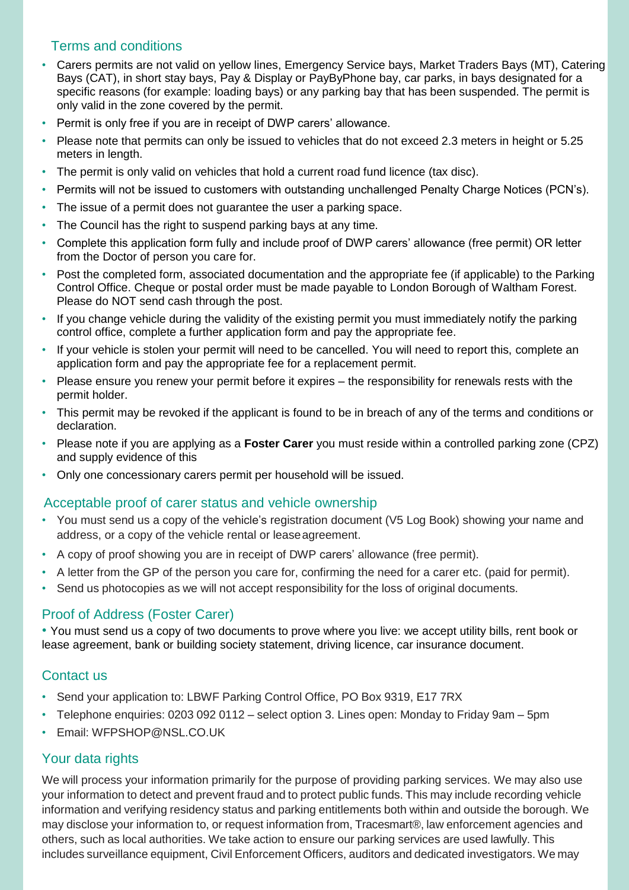## Terms and conditions

- Carers permits are not valid on yellow lines, Emergency Service bays, Market Traders Bays (MT), Catering Bays (CAT), in short stay bays, Pay & Display or PayByPhone bay, car parks, in bays designated for a specific reasons (for example: loading bays) or any parking bay that has been suspended. The permit is only valid in the zone covered by the permit.
- Permit is only free if you are in receipt of DWP carers' allowance.
- Please note that permits can only be issued to vehicles that do not exceed 2.3 meters in height or 5.25 meters in length.
- The permit is only valid on vehicles that hold a current road fund licence (tax disc).
- Permits will not be issued to customers with outstanding unchallenged Penalty Charge Notices (PCN's).
- The issue of a permit does not guarantee the user a parking space.
- The Council has the right to suspend parking bays at any time.
- Complete this application form fully and include proof of DWP carers' allowance (free permit) OR letter from the Doctor of person you care for.
- Post the completed form, associated documentation and the appropriate fee (if applicable) to the Parking Control Office. Cheque or postal order must be made payable to London Borough of Waltham Forest. Please do NOT send cash through the post.
- If you change vehicle during the validity of the existing permit you must immediately notify the parking control office, complete a further application form and pay the appropriate fee.
- If your vehicle is stolen your permit will need to be cancelled. You will need to report this, complete an application form and pay the appropriate fee for a replacement permit.
- Please ensure you renew your permit before it expires – the responsibility for renewals rests with the permit holder.
- This permit may be revoked if the applicant is found to be in breach of any of the terms and conditions or declaration.
- Please note if you are applying as a **Foster Carer** you must reside within a controlled parking zone (CPZ) and supply evidence of this
- Only one concessionary carers permit per household will be issued.

## Acceptable proof of carer status and vehicle ownership

- You must send us a copy of the vehicle's registration document (V5 Log Book) showing your name and address, or a copy of the vehicle rental or lease agreement.
- A copy of proof showing you are in receipt of DWP carers' allowance (free permit).
- A letter from the GP of the person you care for, confirming the need for a carer etc. (paid for permit).
- Send us photocopies as we will not accept responsibility for the loss of original documents.

## Proof of Address (Foster Carer)

- You must send us a copy of two documents to prove where you live: we accept utility bills, rent book or lease agreement, bank or building society statement, driving licence, car insurance document.

## Contact us

- Send your application to: LBWF Parking Control Office, PO Box 9319, E17 7RX
- Telephone enquiries: 0203 092 0112 – select option 3. Lines open: Monday to Friday 9am – 5pm
- Email: WFPSHOP@NSL.CO.UK

## Your data rights

We will process your information primarily for the purpose of providing parking services. We may also use your information to detect and prevent fraud and to protect public funds. This may include recording vehicle information and verifying residency status and parking entitlements both within and outside the borough. We may disclose your information to, or request information from, Tracesmart®, law enforcement agencies and others, such as local authorities. We take action to ensure our parking services are used lawfully. This includes surveillance equipment, Civil Enforcement Officers, auditors and dedicated investigators. We may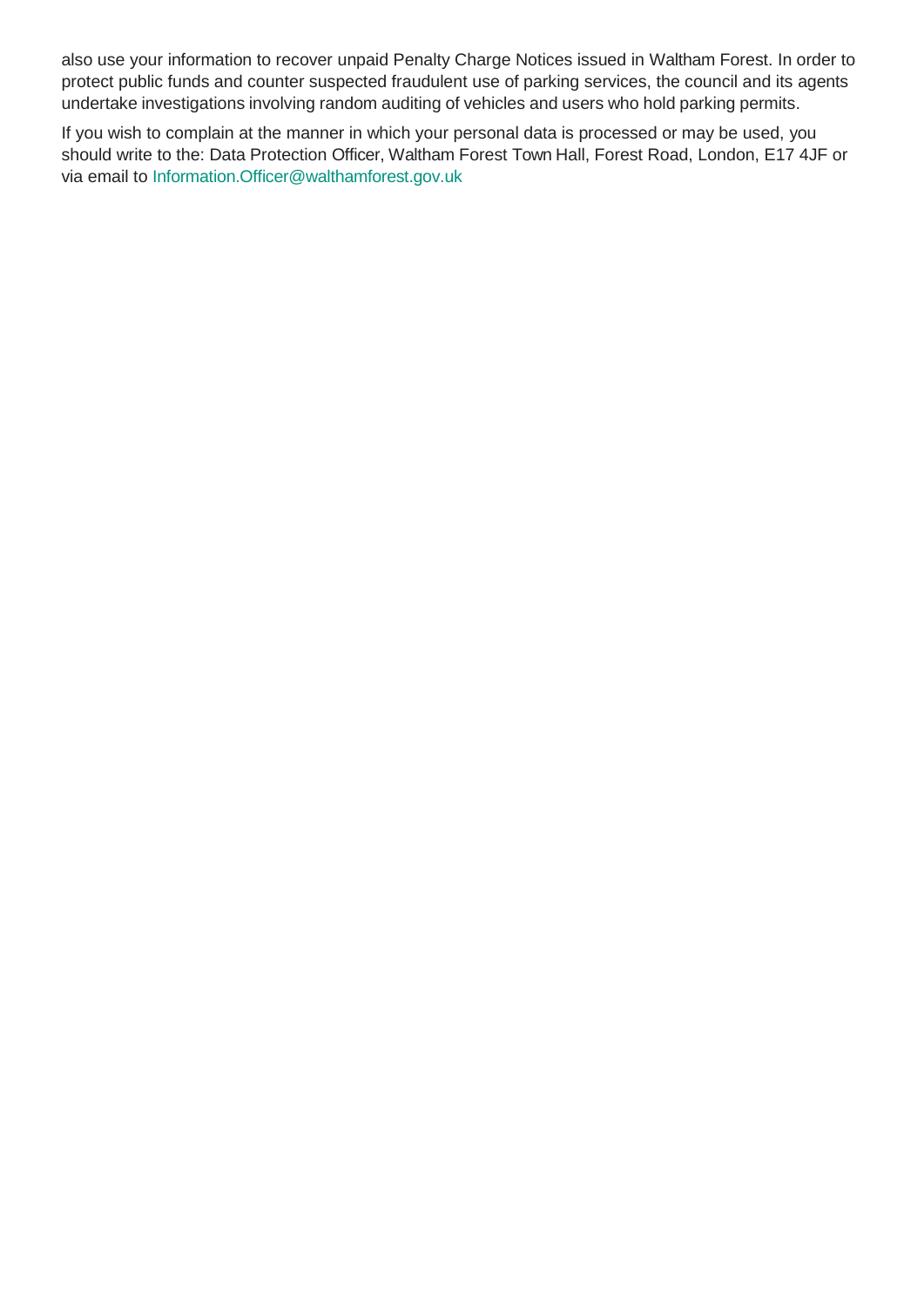also use your information to recover unpaid Penalty Charge Notices issued in Waltham Forest. In order to protect public funds and counter suspected fraudulent use of parking services, the council and its agents undertake investigations involving random auditing of vehicles and users who hold parking permits.

If you wish to complain at the manner in which your personal data is processed or may be used, you should write to the: Data Protection Officer, Waltham Forest Town Hall, Forest Road, London, E17 4JF or via email to Information.Officer@walthamforest.gov.uk